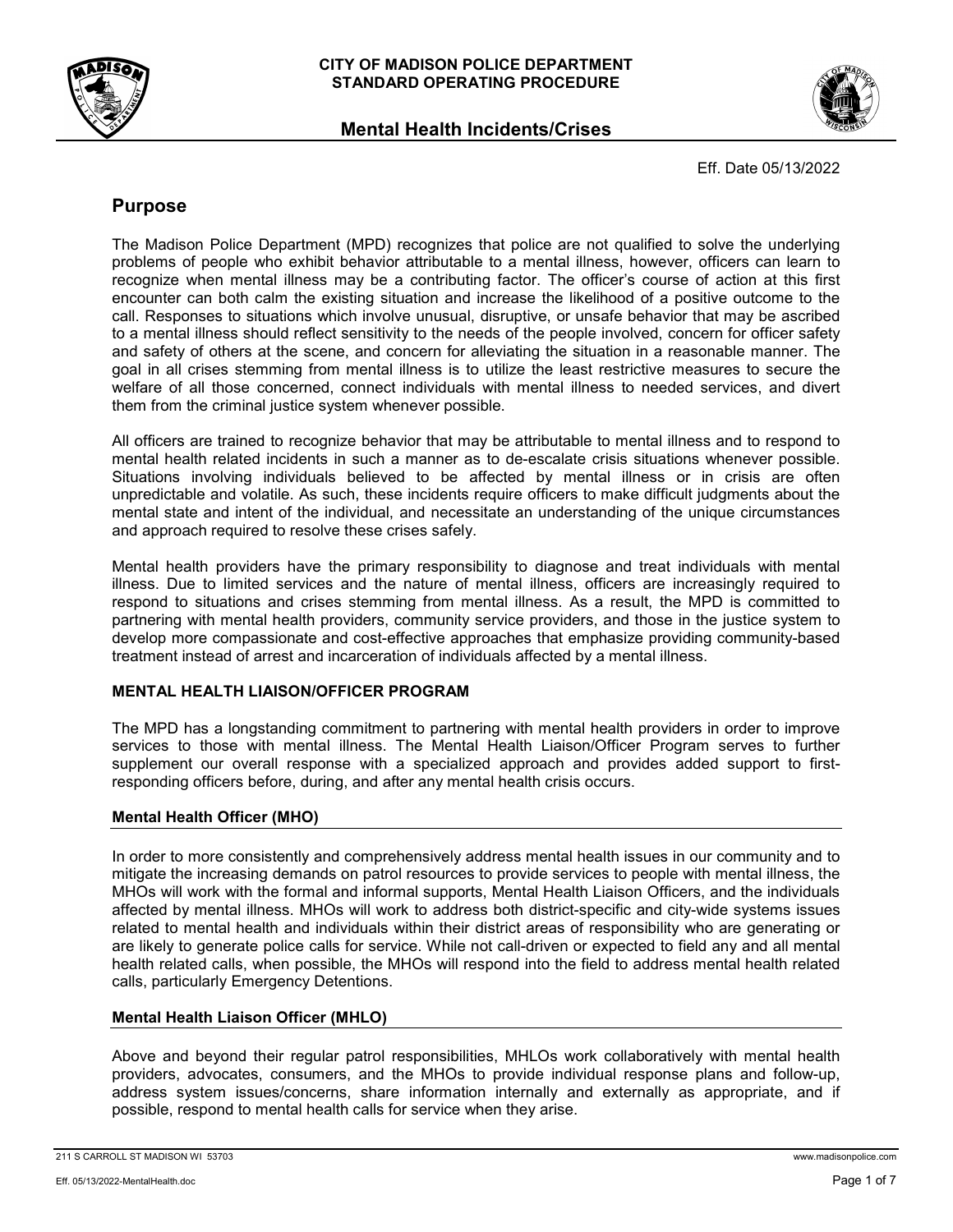**CITY OF MADISON POLICE DEPARTMENT**
**STANDARD OPERATING PROCEDURE**

# Mental Health Incidents/Crises

Eff. Date 05/13/2022

## Purpose

The Madison Police Department (MPD) recognizes that police are not qualified to solve the underlying problems of people who exhibit behavior attributable to a mental illness, however, officers can learn to recognize when mental illness may be a contributing factor. The officer's course of action at this first encounter can both calm the existing situation and increase the likelihood of a positive outcome to the call. Responses to situations which involve unusual, disruptive, or unsafe behavior that may be ascribed to a mental illness should reflect sensitivity to the needs of the people involved, concern for officer safety and safety of others at the scene, and concern for alleviating the situation in a reasonable manner. The goal in all crises stemming from mental illness is to utilize the least restrictive measures to secure the welfare of all those concerned, connect individuals with mental illness to needed services, and divert them from the criminal justice system whenever possible.

All officers are trained to recognize behavior that may be attributable to mental illness and to respond to mental health related incidents in such a manner as to de-escalate crisis situations whenever possible. Situations involving individuals believed to be affected by mental illness or in crisis are often unpredictable and volatile. As such, these incidents require officers to make difficult judgments about the mental state and intent of the individual, and necessitate an understanding of the unique circumstances and approach required to resolve these crises safely.

Mental health providers have the primary responsibility to diagnose and treat individuals with mental illness. Due to limited services and the nature of mental illness, officers are increasingly required to respond to situations and crises stemming from mental illness. As a result, the MPD is committed to partnering with mental health providers, community service providers, and those in the justice system to develop more compassionate and cost-effective approaches that emphasize providing community-based treatment instead of arrest and incarceration of individuals affected by a mental illness.

### MENTAL HEALTH LIAISON/OFFICER PROGRAM

The MPD has a longstanding commitment to partnering with mental health providers in order to improve services to those with mental illness. The Mental Health Liaison/Officer Program serves to further supplement our overall response with a specialized approach and provides added support to first-responding officers before, during, and after any mental health crisis occurs.

### Mental Health Officer (MHO)

In order to more consistently and comprehensively address mental health issues in our community and to mitigate the increasing demands on patrol resources to provide services to people with mental illness, the MHOs will work with the formal and informal supports, Mental Health Liaison Officers, and the individuals affected by mental illness. MHOs will work to address both district-specific and city-wide systems issues related to mental health and individuals within their district areas of responsibility who are generating or are likely to generate police calls for service. While not call-driven or expected to field any and all mental health related calls, when possible, the MHOs will respond into the field to address mental health related calls, particularly Emergency Detentions.

### Mental Health Liaison Officer (MHLO)

Above and beyond their regular patrol responsibilities, MHLOs work collaboratively with mental health providers, advocates, consumers, and the MHOs to provide individual response plans and follow-up, address system issues/concerns, share information internally and externally as appropriate, and if possible, respond to mental health calls for service when they arise.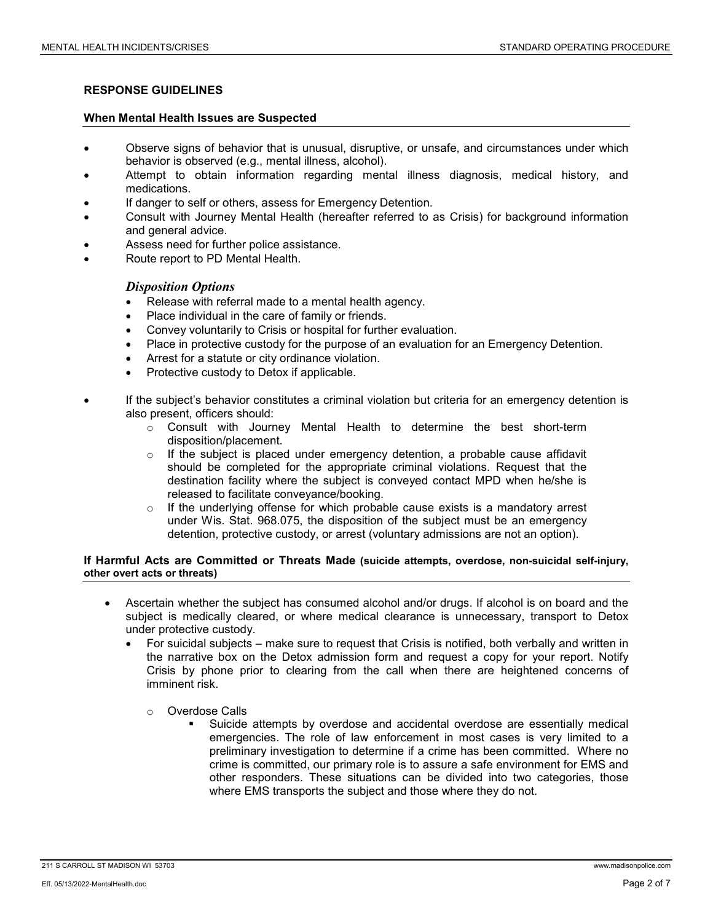## RESPONSE GUIDELINES

### When Mental Health Issues are Suspected

- Observe signs of behavior that is unusual, disruptive, or unsafe, and circumstances under which behavior is observed (e.g., mental illness, alcohol).
- Attempt to obtain information regarding mental illness diagnosis, medical history, and medications.
- If danger to self or others, assess for Emergency Detention.
- Consult with Journey Mental Health (hereafter referred to as Crisis) for background information and general advice.
- Assess need for further police assistance.
- Route report to PD Mental Health.

#### *Disposition Options*

- Release with referral made to a mental health agency.
- Place individual in the care of family or friends.
- Convey voluntarily to Crisis or hospital for further evaluation.
- Place in protective custody for the purpose of an evaluation for an Emergency Detention.
- Arrest for a statute or city ordinance violation.
- Protective custody to Detox if applicable.

- If the subject's behavior constitutes a criminal violation but criteria for an emergency detention is also present, officers should:
  - Consult with Journey Mental Health to determine the best short-term disposition/placement.
  - If the subject is placed under emergency detention, a probable cause affidavit should be completed for the appropriate criminal violations. Request that the destination facility where the subject is conveyed contact MPD when he/she is released to facilitate conveyance/booking.
  - If the underlying offense for which probable cause exists is a mandatory arrest under Wis. Stat. 968.075, the disposition of the subject must be an emergency detention, protective custody, or arrest (voluntary admissions are not an option).

### If Harmful Acts are Committed or Threats Made (suicide attempts, overdose, non-suicidal self-injury, other overt acts or threats)

- Ascertain whether the subject has consumed alcohol and/or drugs. If alcohol is on board and the subject is medically cleared, or where medical clearance is unnecessary, transport to Detox under protective custody.
  - For suicidal subjects – make sure to request that Crisis is notified, both verbally and written in the narrative box on the Detox admission form and request a copy for your report. Notify Crisis by phone prior to clearing from the call when there are heightened concerns of imminent risk.
    - Overdose Calls
      - Suicide attempts by overdose and accidental overdose are essentially medical emergencies. The role of law enforcement in most cases is very limited to a preliminary investigation to determine if a crime has been committed. Where no crime is committed, our primary role is to assure a safe environment for EMS and other responders. These situations can be divided into two categories, those where EMS transports the subject and those where they do not.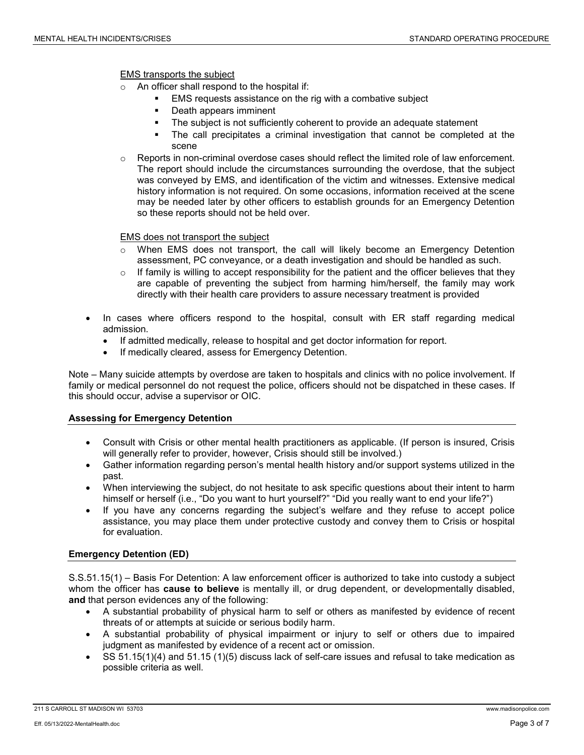EMS transports the subject

- An officer shall respond to the hospital if:
  - EMS requests assistance on the rig with a combative subject
  - Death appears imminent
  - The subject is not sufficiently coherent to provide an adequate statement
  - The call precipitates a criminal investigation that cannot be completed at the scene
- Reports in non-criminal overdose cases should reflect the limited role of law enforcement. The report should include the circumstances surrounding the overdose, that the subject was conveyed by EMS, and identification of the victim and witnesses. Extensive medical history information is not required. On some occasions, information received at the scene may be needed later by other officers to establish grounds for an Emergency Detention so these reports should not be held over.

EMS does not transport the subject

- When EMS does not transport, the call will likely become an Emergency Detention assessment, PC conveyance, or a death investigation and should be handled as such.
- If family is willing to accept responsibility for the patient and the officer believes that they are capable of preventing the subject from harming him/herself, the family may work directly with their health care providers to assure necessary treatment is provided

- In cases where officers respond to the hospital, consult with ER staff regarding medical admission.
  - If admitted medically, release to hospital and get doctor information for report.
  - If medically cleared, assess for Emergency Detention.

Note – Many suicide attempts by overdose are taken to hospitals and clinics with no police involvement. If family or medical personnel do not request the police, officers should not be dispatched in these cases. If this should occur, advise a supervisor or OIC.

**Assessing for Emergency Detention**

- Consult with Crisis or other mental health practitioners as applicable. (If person is insured, Crisis will generally refer to provider, however, Crisis should still be involved.)
- Gather information regarding person's mental health history and/or support systems utilized in the past.
- When interviewing the subject, do not hesitate to ask specific questions about their intent to harm himself or herself (i.e., "Do you want to hurt yourself?" "Did you really want to end your life?")
- If you have any concerns regarding the subject's welfare and they refuse to accept police assistance, you may place them under protective custody and convey them to Crisis or hospital for evaluation.

**Emergency Detention (ED)**

S.S.51.15(1) – Basis For Detention: A law enforcement officer is authorized to take into custody a subject whom the officer has **cause to believe** is mentally ill, or drug dependent, or developmentally disabled, **and** that person evidences any of the following:

- A substantial probability of physical harm to self or others as manifested by evidence of recent threats of or attempts at suicide or serious bodily harm.
- A substantial probability of physical impairment or injury to self or others due to impaired judgment as manifested by evidence of a recent act or omission.
- SS 51.15(1)(4) and 51.15 (1)(5) discuss lack of self-care issues and refusal to take medication as possible criteria as well.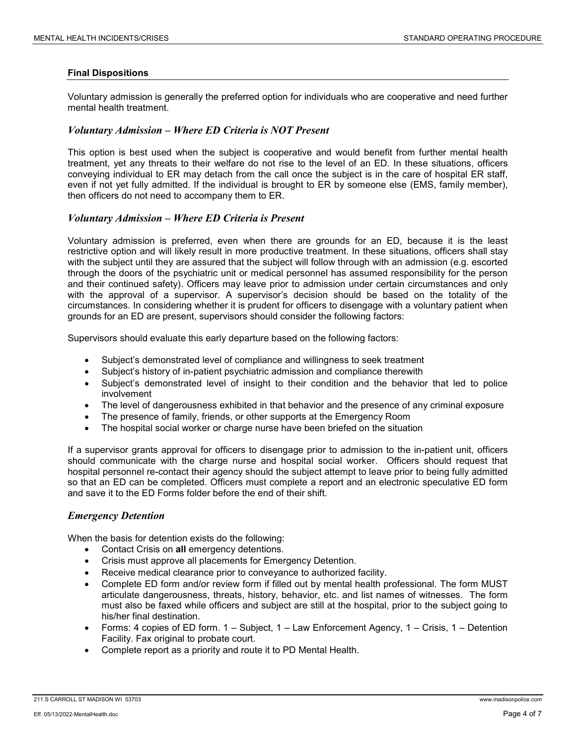## Final Dispositions

Voluntary admission is generally the preferred option for individuals who are cooperative and need further mental health treatment.

### *Voluntary Admission – Where ED Criteria is NOT Present*

This option is best used when the subject is cooperative and would benefit from further mental health treatment, yet any threats to their welfare do not rise to the level of an ED. In these situations, officers conveying individual to ER may detach from the call once the subject is in the care of hospital ER staff, even if not yet fully admitted. If the individual is brought to ER by someone else (EMS, family member), then officers do not need to accompany them to ER.

### *Voluntary Admission – Where ED Criteria is Present*

Voluntary admission is preferred, even when there are grounds for an ED, because it is the least restrictive option and will likely result in more productive treatment. In these situations, officers shall stay with the subject until they are assured that the subject will follow through with an admission (e.g. escorted through the doors of the psychiatric unit or medical personnel has assumed responsibility for the person and their continued safety). Officers may leave prior to admission under certain circumstances and only with the approval of a supervisor. A supervisor's decision should be based on the totality of the circumstances. In considering whether it is prudent for officers to disengage with a voluntary patient when grounds for an ED are present, supervisors should consider the following factors:

Supervisors should evaluate this early departure based on the following factors:

- Subject's demonstrated level of compliance and willingness to seek treatment
- Subject's history of in-patient psychiatric admission and compliance therewith
- Subject's demonstrated level of insight to their condition and the behavior that led to police involvement
- The level of dangerousness exhibited in that behavior and the presence of any criminal exposure
- The presence of family, friends, or other supports at the Emergency Room
- The hospital social worker or charge nurse have been briefed on the situation

If a supervisor grants approval for officers to disengage prior to admission to the in-patient unit, officers should communicate with the charge nurse and hospital social worker. Officers should request that hospital personnel re-contact their agency should the subject attempt to leave prior to being fully admitted so that an ED can be completed. Officers must complete a report and an electronic speculative ED form and save it to the ED Forms folder before the end of their shift.

### *Emergency Detention*

When the basis for detention exists do the following:

- Contact Crisis on **all** emergency detentions.
- Crisis must approve all placements for Emergency Detention.
- Receive medical clearance prior to conveyance to authorized facility.
- Complete ED form and/or review form if filled out by mental health professional. The form MUST articulate dangerousness, threats, history, behavior, etc. and list names of witnesses. The form must also be faxed while officers and subject are still at the hospital, prior to the subject going to his/her final destination.
- Forms: 4 copies of ED form. 1 – Subject, 1 – Law Enforcement Agency, 1 – Crisis, 1 – Detention Facility. Fax original to probate court.
- Complete report as a priority and route it to PD Mental Health.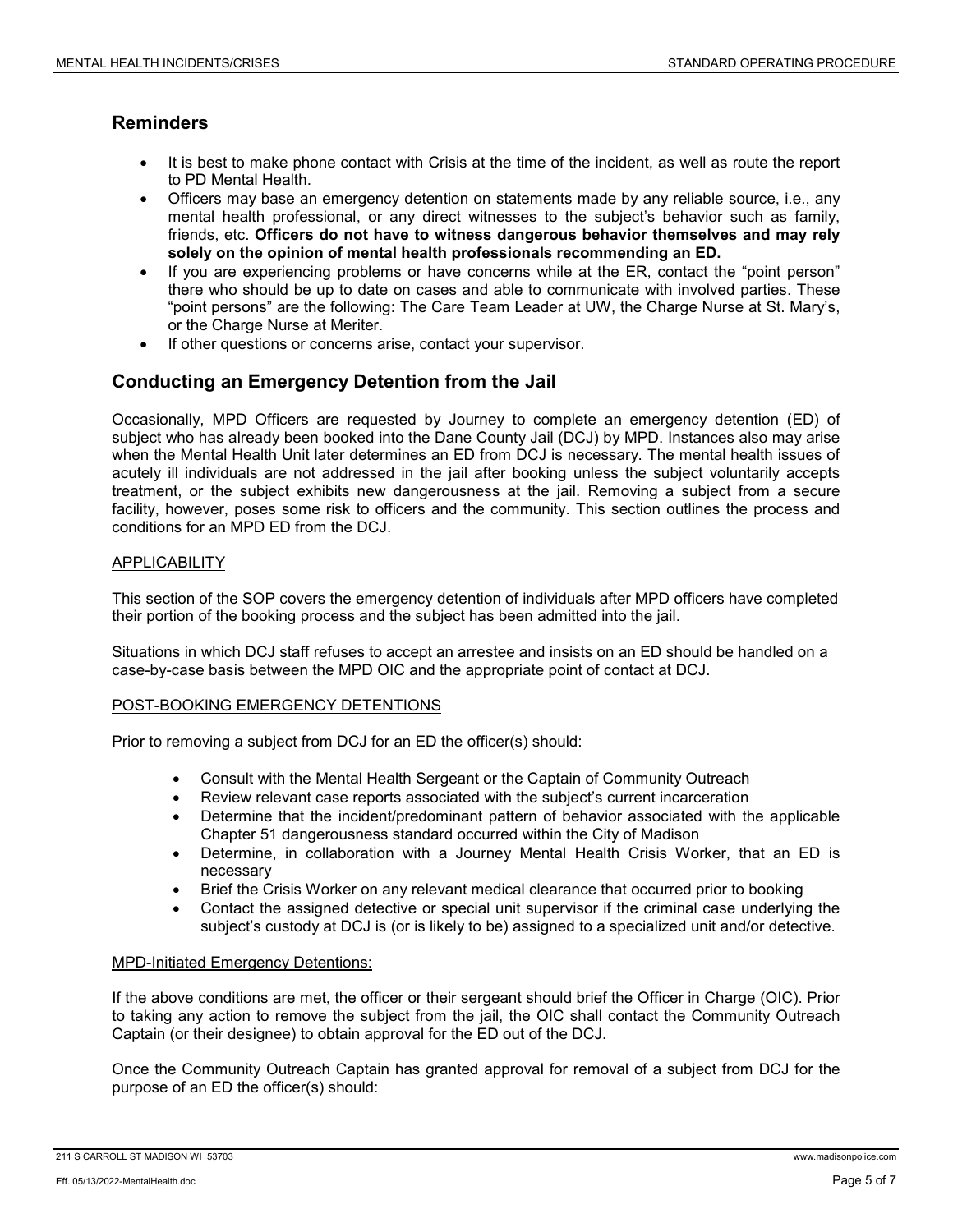## Reminders

- It is best to make phone contact with Crisis at the time of the incident, as well as route the report to PD Mental Health.
- Officers may base an emergency detention on statements made by any reliable source, i.e., any mental health professional, or any direct witnesses to the subject's behavior such as family, friends, etc. **Officers do not have to witness dangerous behavior themselves and may rely solely on the opinion of mental health professionals recommending an ED.**
- If you are experiencing problems or have concerns while at the ER, contact the "point person" there who should be up to date on cases and able to communicate with involved parties. These "point persons" are the following: The Care Team Leader at UW, the Charge Nurse at St. Mary's, or the Charge Nurse at Meriter.
- If other questions or concerns arise, contact your supervisor.

## Conducting an Emergency Detention from the Jail

Occasionally, MPD Officers are requested by Journey to complete an emergency detention (ED) of subject who has already been booked into the Dane County Jail (DCJ) by MPD. Instances also may arise when the Mental Health Unit later determines an ED from DCJ is necessary. The mental health issues of acutely ill individuals are not addressed in the jail after booking unless the subject voluntarily accepts treatment, or the subject exhibits new dangerousness at the jail. Removing a subject from a secure facility, however, poses some risk to officers and the community. This section outlines the process and conditions for an MPD ED from the DCJ.

APPLICABILITY

This section of the SOP covers the emergency detention of individuals after MPD officers have completed their portion of the booking process and the subject has been admitted into the jail.

Situations in which DCJ staff refuses to accept an arrestee and insists on an ED should be handled on a case-by-case basis between the MPD OIC and the appropriate point of contact at DCJ.

POST-BOOKING EMERGENCY DETENTIONS

Prior to removing a subject from DCJ for an ED the officer(s) should:

- Consult with the Mental Health Sergeant or the Captain of Community Outreach
- Review relevant case reports associated with the subject's current incarceration
- Determine that the incident/predominant pattern of behavior associated with the applicable Chapter 51 dangerousness standard occurred within the City of Madison
- Determine, in collaboration with a Journey Mental Health Crisis Worker, that an ED is necessary
- Brief the Crisis Worker on any relevant medical clearance that occurred prior to booking
- Contact the assigned detective or special unit supervisor if the criminal case underlying the subject's custody at DCJ is (or is likely to be) assigned to a specialized unit and/or detective.

MPD-Initiated Emergency Detentions:

If the above conditions are met, the officer or their sergeant should brief the Officer in Charge (OIC). Prior to taking any action to remove the subject from the jail, the OIC shall contact the Community Outreach Captain (or their designee) to obtain approval for the ED out of the DCJ.

Once the Community Outreach Captain has granted approval for removal of a subject from DCJ for the purpose of an ED the officer(s) should: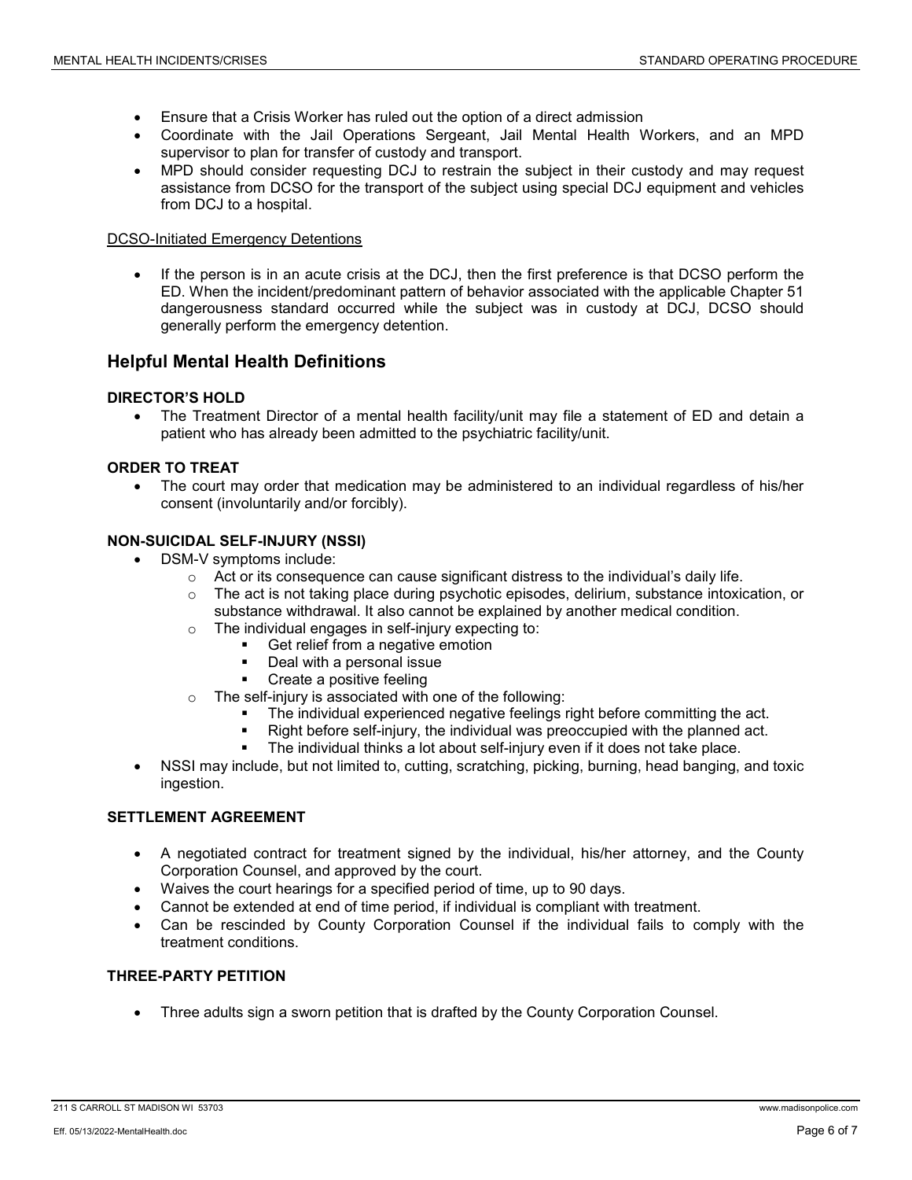- Ensure that a Crisis Worker has ruled out the option of a direct admission
- Coordinate with the Jail Operations Sergeant, Jail Mental Health Workers, and an MPD supervisor to plan for transfer of custody and transport.
- MPD should consider requesting DCJ to restrain the subject in their custody and may request assistance from DCSO for the transport of the subject using special DCJ equipment and vehicles from DCJ to a hospital.

<u>DCSO-Initiated Emergency Detentions</u>

- If the person is in an acute crisis at the DCJ, then the first preference is that DCSO perform the ED. When the incident/predominant pattern of behavior associated with the applicable Chapter 51 dangerousness standard occurred while the subject was in custody at DCJ, DCSO should generally perform the emergency detention.

## Helpful Mental Health Definitions

**DIRECTOR'S HOLD**

- The Treatment Director of a mental health facility/unit may file a statement of ED and detain a patient who has already been admitted to the psychiatric facility/unit.

**ORDER TO TREAT**

- The court may order that medication may be administered to an individual regardless of his/her consent (involuntarily and/or forcibly).

**NON-SUICIDAL SELF-INJURY (NSSI)**

- DSM-V symptoms include:
  - Act or its consequence can cause significant distress to the individual's daily life.
  - The act is not taking place during psychotic episodes, delirium, substance intoxication, or substance withdrawal. It also cannot be explained by another medical condition.
  - The individual engages in self-injury expecting to:
    - Get relief from a negative emotion
    - Deal with a personal issue
    - Create a positive feeling
  - The self-injury is associated with one of the following:
    - The individual experienced negative feelings right before committing the act.
    - Right before self-injury, the individual was preoccupied with the planned act.
    - The individual thinks a lot about self-injury even if it does not take place.
- NSSI may include, but not limited to, cutting, scratching, picking, burning, head banging, and toxic ingestion.

**SETTLEMENT AGREEMENT**

- A negotiated contract for treatment signed by the individual, his/her attorney, and the County Corporation Counsel, and approved by the court.
- Waives the court hearings for a specified period of time, up to 90 days.
- Cannot be extended at end of time period, if individual is compliant with treatment.
- Can be rescinded by County Corporation Counsel if the individual fails to comply with the treatment conditions.

**THREE-PARTY PETITION**

- Three adults sign a sworn petition that is drafted by the County Corporation Counsel.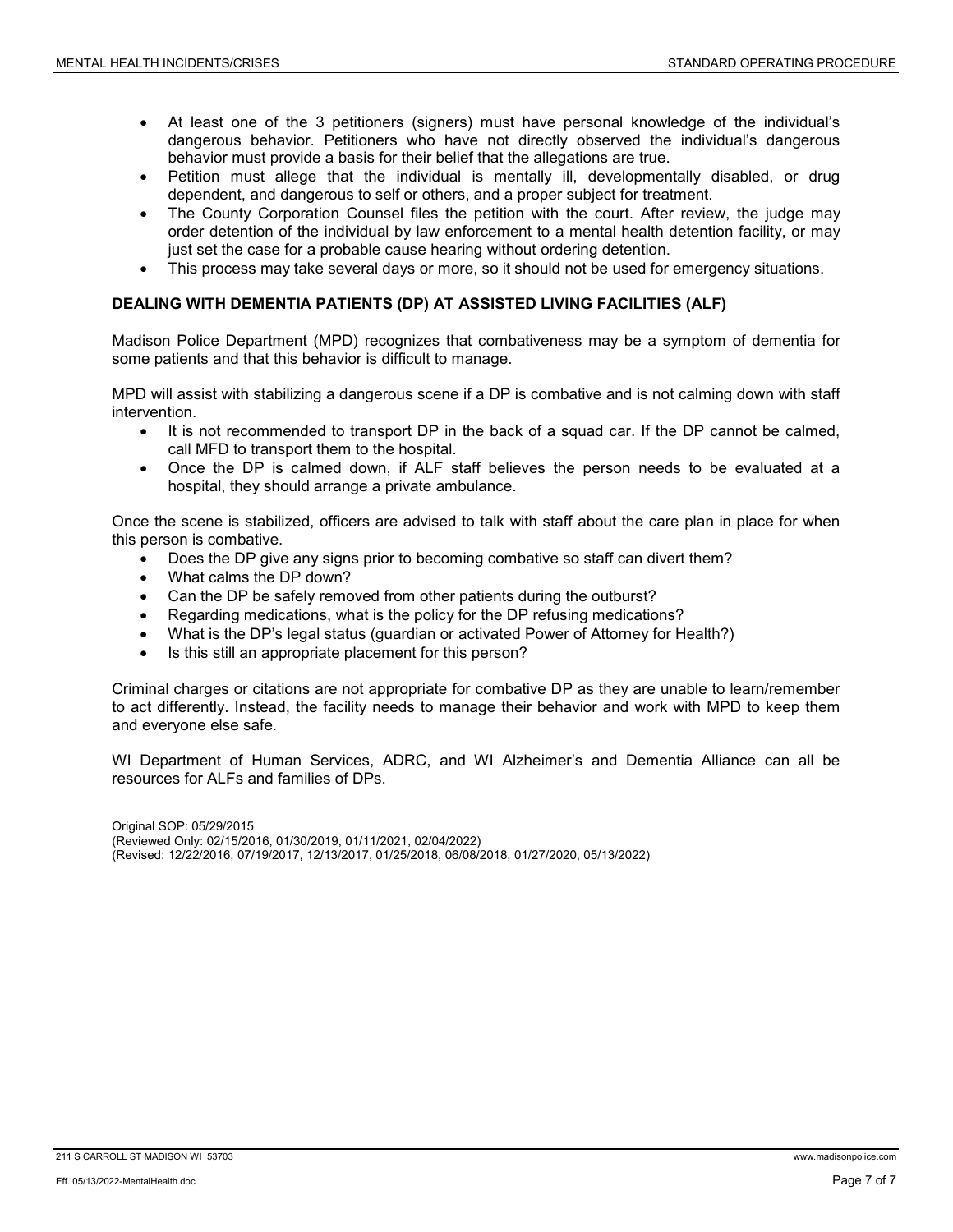- At least one of the 3 petitioners (signers) must have personal knowledge of the individual's dangerous behavior. Petitioners who have not directly observed the individual's dangerous behavior must provide a basis for their belief that the allegations are true.
- Petition must allege that the individual is mentally ill, developmentally disabled, or drug dependent, and dangerous to self or others, and a proper subject for treatment.
- The County Corporation Counsel files the petition with the court. After review, the judge may order detention of the individual by law enforcement to a mental health detention facility, or may just set the case for a probable cause hearing without ordering detention.
- This process may take several days or more, so it should not be used for emergency situations.

### DEALING WITH DEMENTIA PATIENTS (DP) AT ASSISTED LIVING FACILITIES (ALF)

Madison Police Department (MPD) recognizes that combativeness may be a symptom of dementia for some patients and that this behavior is difficult to manage.

MPD will assist with stabilizing a dangerous scene if a DP is combative and is not calming down with staff intervention.

- It is not recommended to transport DP in the back of a squad car. If the DP cannot be calmed, call MFD to transport them to the hospital.
- Once the DP is calmed down, if ALF staff believes the person needs to be evaluated at a hospital, they should arrange a private ambulance.

Once the scene is stabilized, officers are advised to talk with staff about the care plan in place for when this person is combative.

- Does the DP give any signs prior to becoming combative so staff can divert them?
- What calms the DP down?
- Can the DP be safely removed from other patients during the outburst?
- Regarding medications, what is the policy for the DP refusing medications?
- What is the DP's legal status (guardian or activated Power of Attorney for Health?)
- Is this still an appropriate placement for this person?

Criminal charges or citations are not appropriate for combative DP as they are unable to learn/remember to act differently. Instead, the facility needs to manage their behavior and work with MPD to keep them and everyone else safe.

WI Department of Human Services, ADRC, and WI Alzheimer's and Dementia Alliance can all be resources for ALFs and families of DPs.

Original SOP: 05/29/2015
(Reviewed Only: 02/15/2016, 01/30/2019, 01/11/2021, 02/04/2022)
(Revised: 12/22/2016, 07/19/2017, 12/13/2017, 01/25/2018, 06/08/2018, 01/27/2020, 05/13/2022)